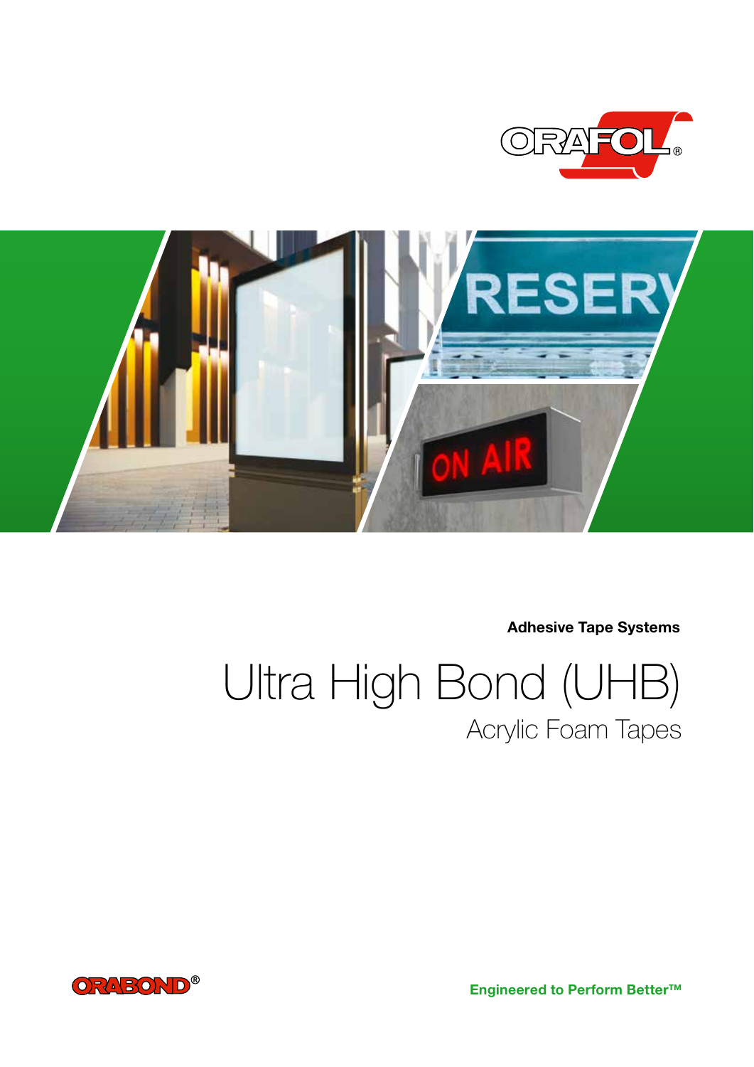ORAFOL®

**Adhesive Tape Systems**

# Ultra High Bond (UHB)

## Acrylic Foam Tapes

ORABOND®

**Engineered to Perform Better™**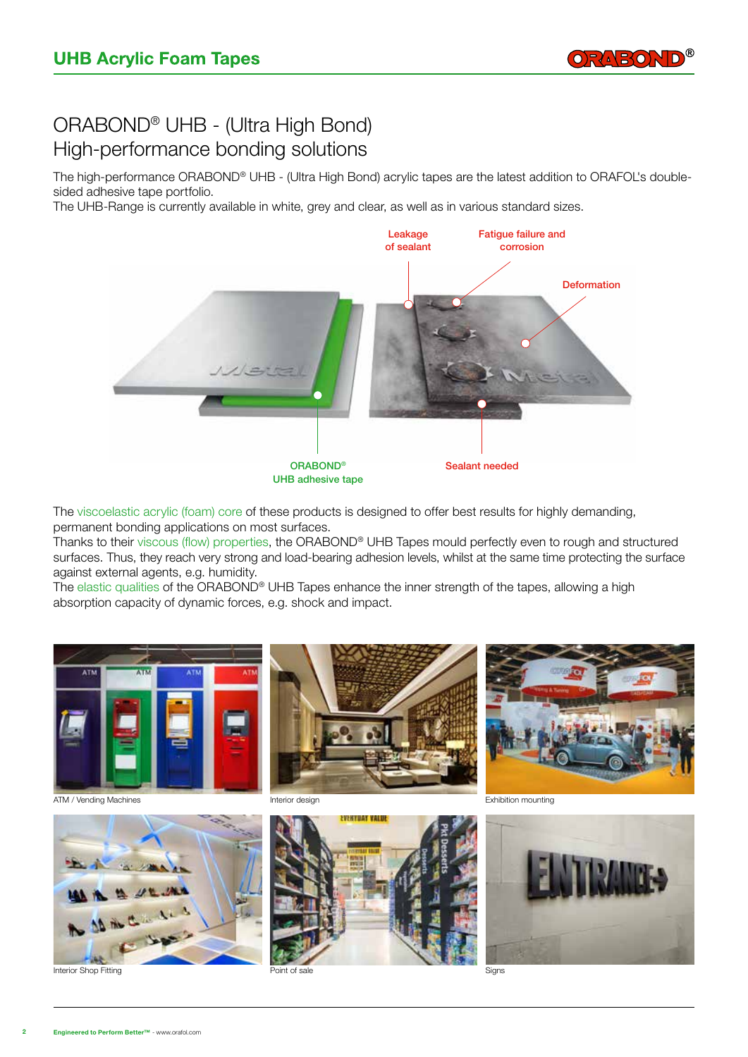# ORABOND® UHB - (Ultra High Bond)
## High-performance bonding solutions

The high-performance ORABOND® UHB - (Ultra High Bond) acrylic tapes are the latest addition to ORAFOL's double-sided adhesive tape portfolio.
The UHB-Range is currently available in white, grey and clear, as well as in various standard sizes.

Leakage of sealant

Fatigue failure and corrosion

Deformation

ORABOND® UHB adhesive tape

Sealant needed

The viscoelastic acrylic (foam) core of these products is designed to offer best results for highly demanding, permanent bonding applications on most surfaces.
Thanks to their viscous (flow) properties, the ORABOND® UHB Tapes mould perfectly even to rough and structured surfaces. Thus, they reach very strong and load-bearing adhesion levels, whilst at the same time protecting the surface against external agents, e.g. humidity.
The elastic qualities of the ORABOND® UHB Tapes enhance the inner strength of the tapes, allowing a high absorption capacity of dynamic forces, e.g. shock and impact.

ATM / Vending Machines

Interior design

Exhibition mounting

Interior Shop Fitting

Point of sale

Signs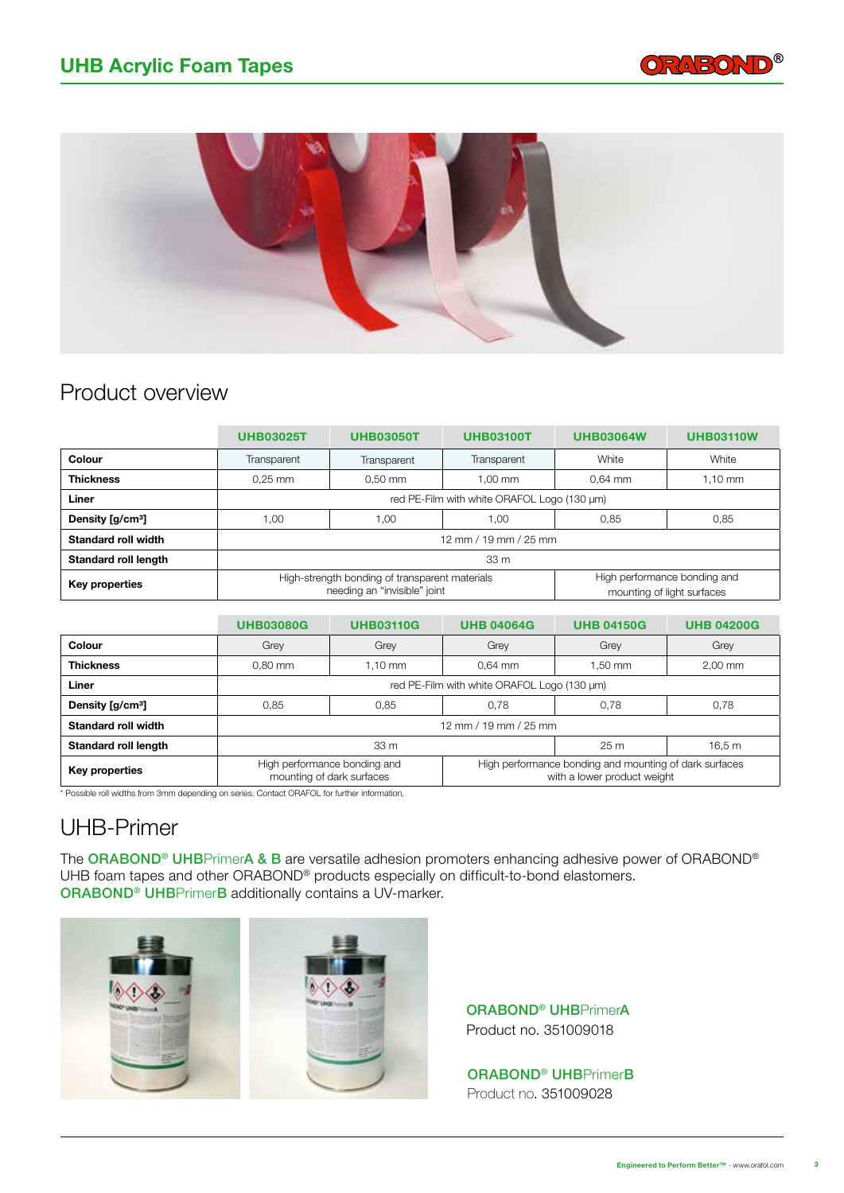# UHB Acrylic Foam Tapes

## Product overview

| | UHB03025T | UHB03050T | UHB03100T | UHB03064W | UHB03110W |
|---|---|---|---|---|---|
| **Colour** | Transparent | Transparent | Transparent | White | White |
| **Thickness** | 0,25 mm | 0,50 mm | 1,00 mm | 0,64 mm | 1,10 mm |
| **Liner** | red PE-Film with white ORAFOL Logo (130 µm) | | | | |
| **Density [g/cm³]** | 1,00 | 1,00 | 1,00 | 0,85 | 0,85 |
| **Standard roll width** | 12 mm / 19 mm / 25 mm | | | | |
| **Standard roll length** | 33 m | | | | |
| **Key properties** | High-strength bonding of transparent materials needing an "invisible" joint | | | High performance bonding and mounting of light surfaces | |

| | UHB03080G | UHB03110G | UHB 04064G | UHB 04150G | UHB 04200G |
|---|---|---|---|---|---|
| **Colour** | Grey | Grey | Grey | Grey | Grey |
| **Thickness** | 0,80 mm | 1,10 mm | 0,64 mm | 1,50 mm | 2,00 mm |
| **Liner** | red PE-Film with white ORAFOL Logo (130 µm) | | | | |
| **Density [g/cm³]** | 0,85 | 0,85 | 0,78 | 0,78 | 0,78 |
| **Standard roll width** | 12 mm / 19 mm / 25 mm | | | | |
| **Standard roll length** | 33 m | | | 25 m | 16,5 m |
| **Key properties** | High performance bonding and mounting of dark surfaces | | High performance bonding and mounting of dark surfaces with a lower product weight | | |

* Possible roll widths from 3mm depending on series. Contact ORAFOL for further information.

## UHB-Primer

The **ORABOND® UHB**Primer**A & B** are versatile adhesion promoters enhancing adhesive power of ORABOND® UHB foam tapes and other ORABOND® products especially on difficult-to-bond elastomers. **ORABOND® UHB**Primer**B** additionally contains a UV-marker.

**ORABOND® UHB**Primer**A**
Product no. 351009018

**ORABOND® UHB**Primer**B**
Product no. 351009028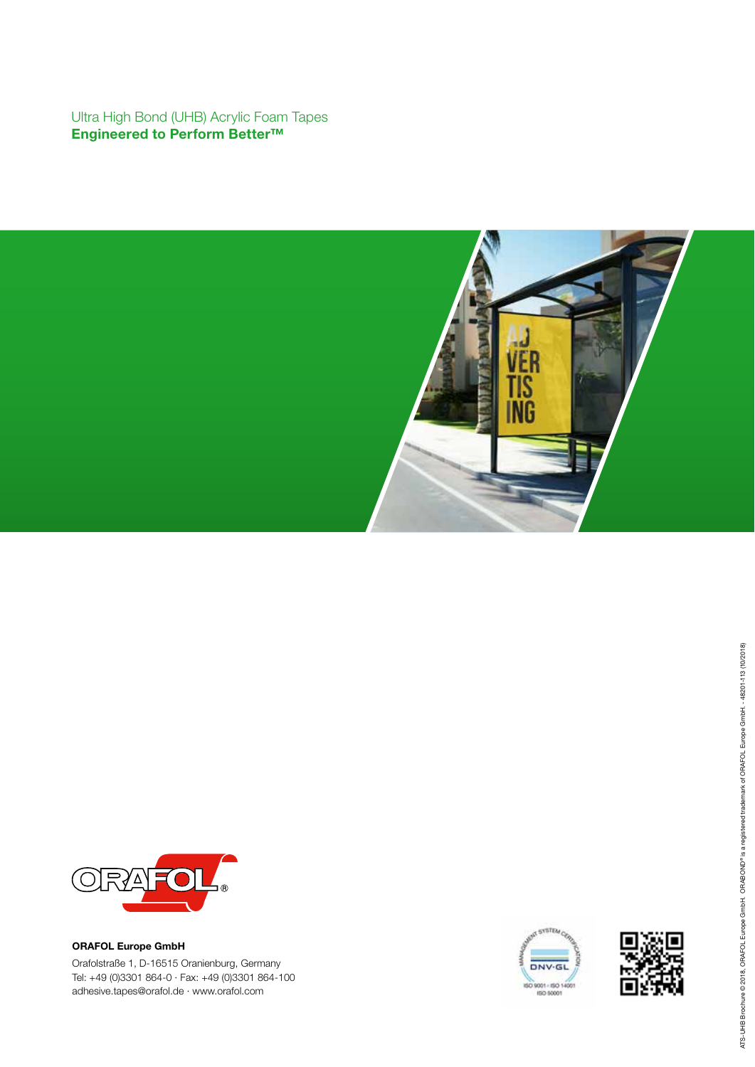Ultra High Bond (UHB) Acrylic Foam Tapes
**Engineered to Perform Better™**

**ORAFOL Europe GmbH**

Orafolstraße 1, D-16515 Oranienburg, Germany
Tel: +49 (0)3301 864-0 · Fax: +49 (0)3301 864-100
adhesive.tapes@orafol.de · www.orafol.com

ATS-UHB Brochure © 2018, ORAFOL Europe GmbH. ORABOND® is a registered trademark of ORAFOL Europe GmbH. - 48201-13 (10/2018)